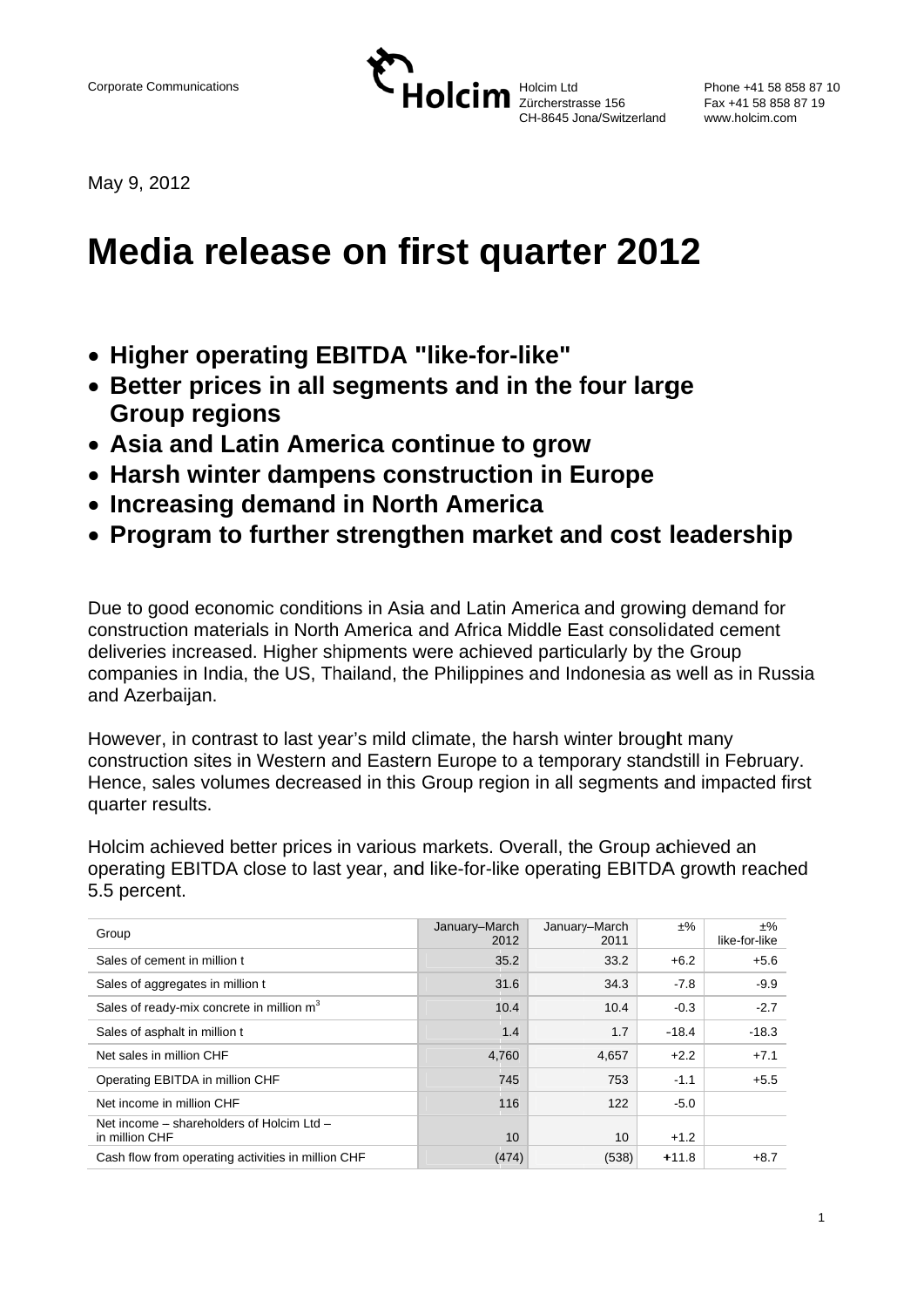Corporate Communications

Holcim Ltd
Zürcherstrasse 156
CH-8645 Jona/Switzerland

Phone +41 58 858 87 10
Fax +41 58 858 87 19
www.holcim.com

May 9, 2012

# Media release on first quarter 2012

- **Higher operating EBITDA "like-for-like"**
- **Better prices in all segments and in the four large Group regions**
- **Asia and Latin America continue to grow**
- **Harsh winter dampens construction in Europe**
- **Increasing demand in North America**
- **Program to further strengthen market and cost leadership**

Due to good economic conditions in Asia and Latin America and growing demand for construction materials in North America and Africa Middle East consolidated cement deliveries increased. Higher shipments were achieved particularly by the Group companies in India, the US, Thailand, the Philippines and Indonesia as well as in Russia and Azerbaijan.

However, in contrast to last year's mild climate, the harsh winter brought many construction sites in Western and Eastern Europe to a temporary standstill in February. Hence, sales volumes decreased in this Group region in all segments and impacted first quarter results.

Holcim achieved better prices in various markets. Overall, the Group achieved an operating EBITDA close to last year, and like-for-like operating EBITDA growth reached 5.5 percent.

| Group | January–March 2012 | January–March 2011 | ±% | ±% like-for-like |
|---|---|---|---|---|
| Sales of cement in million t | 35.2 | 33.2 | +6.2 | +5.6 |
| Sales of aggregates in million t | 31.6 | 34.3 | -7.8 | -9.9 |
| Sales of ready-mix concrete in million $m^3$ | 10.4 | 10.4 | -0.3 | -2.7 |
| Sales of asphalt in million t | 1.4 | 1.7 | -18.4 | -18.3 |
| Net sales in million CHF | 4,760 | 4,657 | +2.2 | +7.1 |
| Operating EBITDA in million CHF | 745 | 753 | -1.1 | +5.5 |
| Net income in million CHF | 116 | 122 | -5.0 | |
| Net income – shareholders of Holcim Ltd – in million CHF | 10 | 10 | +1.2 | |
| Cash flow from operating activities in million CHF | (474) | (538) | +11.8 | +8.7 |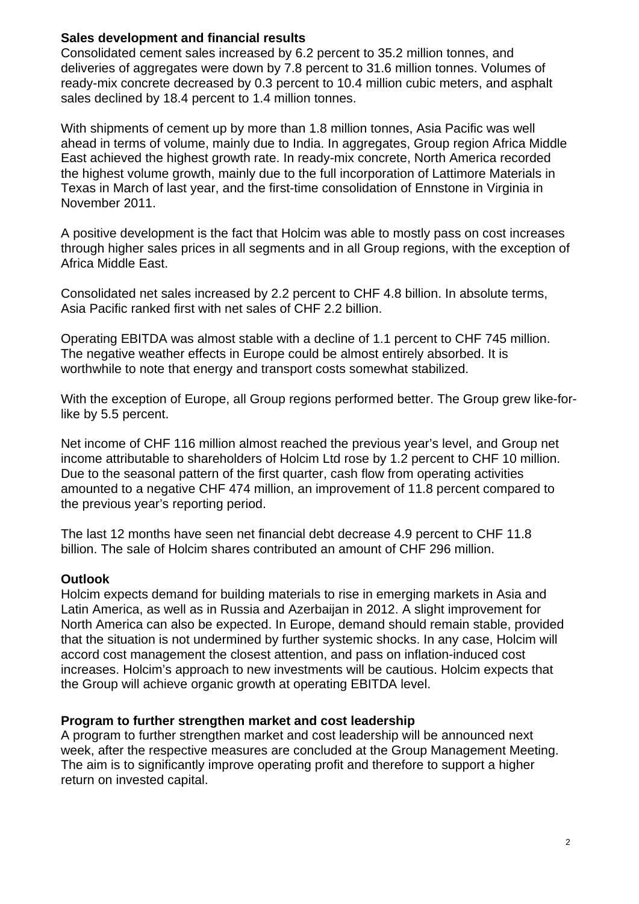**Sales development and financial results**

Consolidated cement sales increased by 6.2 percent to 35.2 million tonnes, and deliveries of aggregates were down by 7.8 percent to 31.6 million tonnes. Volumes of ready-mix concrete decreased by 0.3 percent to 10.4 million cubic meters, and asphalt sales declined by 18.4 percent to 1.4 million tonnes.

With shipments of cement up by more than 1.8 million tonnes, Asia Pacific was well ahead in terms of volume, mainly due to India. In aggregates, Group region Africa Middle East achieved the highest growth rate. In ready-mix concrete, North America recorded the highest volume growth, mainly due to the full incorporation of Lattimore Materials in Texas in March of last year, and the first-time consolidation of Ennstone in Virginia in November 2011.

A positive development is the fact that Holcim was able to mostly pass on cost increases through higher sales prices in all segments and in all Group regions, with the exception of Africa Middle East.

Consolidated net sales increased by 2.2 percent to CHF 4.8 billion. In absolute terms, Asia Pacific ranked first with net sales of CHF 2.2 billion.

Operating EBITDA was almost stable with a decline of 1.1 percent to CHF 745 million. The negative weather effects in Europe could be almost entirely absorbed. It is worthwhile to note that energy and transport costs somewhat stabilized.

With the exception of Europe, all Group regions performed better. The Group grew like-for-like by 5.5 percent.

Net income of CHF 116 million almost reached the previous year's level, and Group net income attributable to shareholders of Holcim Ltd rose by 1.2 percent to CHF 10 million. Due to the seasonal pattern of the first quarter, cash flow from operating activities amounted to a negative CHF 474 million, an improvement of 11.8 percent compared to the previous year's reporting period.

The last 12 months have seen net financial debt decrease 4.9 percent to CHF 11.8 billion. The sale of Holcim shares contributed an amount of CHF 296 million.

**Outlook**

Holcim expects demand for building materials to rise in emerging markets in Asia and Latin America, as well as in Russia and Azerbaijan in 2012. A slight improvement for North America can also be expected. In Europe, demand should remain stable, provided that the situation is not undermined by further systemic shocks. In any case, Holcim will accord cost management the closest attention, and pass on inflation-induced cost increases. Holcim's approach to new investments will be cautious. Holcim expects that the Group will achieve organic growth at operating EBITDA level.

**Program to further strengthen market and cost leadership**

A program to further strengthen market and cost leadership will be announced next week, after the respective measures are concluded at the Group Management Meeting. The aim is to significantly improve operating profit and therefore to support a higher return on invested capital.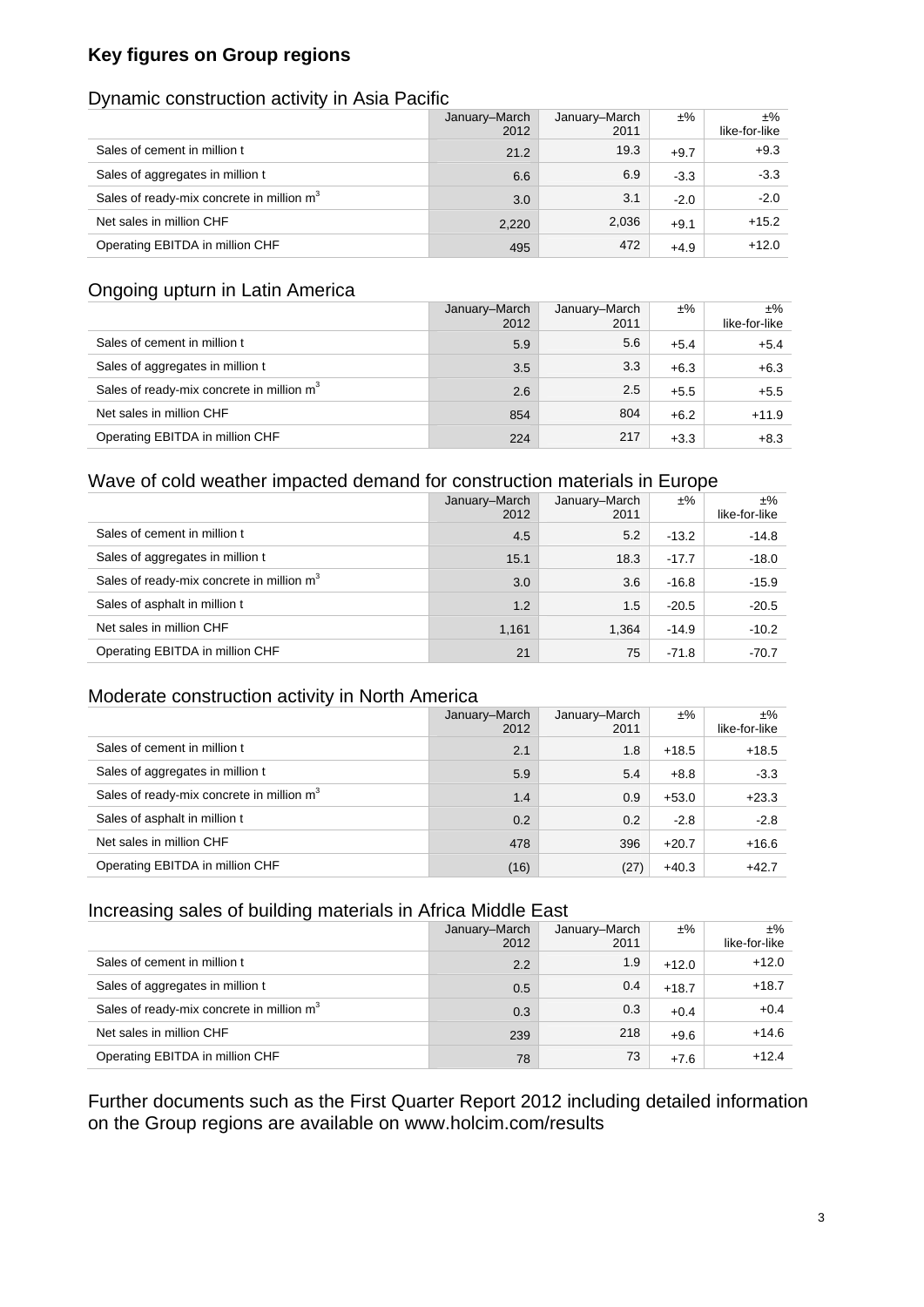## Key figures on Group regions

### Dynamic construction activity in Asia Pacific

| | January–March 2012 | January–March 2011 | ±% | ±% like-for-like |
|---|---|---|---|---|
| Sales of cement in million t | 21.2 | 19.3 | +9.7 | +9.3 |
| Sales of aggregates in million t | 6.6 | 6.9 | -3.3 | -3.3 |
| Sales of ready-mix concrete in million $m^3$ | 3.0 | 3.1 | -2.0 | -2.0 |
| Net sales in million CHF | 2,220 | 2,036 | +9.1 | +15.2 |
| Operating EBITDA in million CHF | 495 | 472 | +4.9 | +12.0 |

### Ongoing upturn in Latin America

| | January–March 2012 | January–March 2011 | ±% | ±% like-for-like |
|---|---|---|---|---|
| Sales of cement in million t | 5.9 | 5.6 | +5.4 | +5.4 |
| Sales of aggregates in million t | 3.5 | 3.3 | +6.3 | +6.3 |
| Sales of ready-mix concrete in million $m^3$ | 2.6 | 2.5 | +5.5 | +5.5 |
| Net sales in million CHF | 854 | 804 | +6.2 | +11.9 |
| Operating EBITDA in million CHF | 224 | 217 | +3.3 | +8.3 |

### Wave of cold weather impacted demand for construction materials in Europe

| | January–March 2012 | January–March 2011 | ±% | ±% like-for-like |
|---|---|---|---|---|
| Sales of cement in million t | 4.5 | 5.2 | -13.2 | -14.8 |
| Sales of aggregates in million t | 15.1 | 18.3 | -17.7 | -18.0 |
| Sales of ready-mix concrete in million $m^3$ | 3.0 | 3.6 | -16.8 | -15.9 |
| Sales of asphalt in million t | 1.2 | 1.5 | -20.5 | -20.5 |
| Net sales in million CHF | 1,161 | 1,364 | -14.9 | -10.2 |
| Operating EBITDA in million CHF | 21 | 75 | -71.8 | -70.7 |

### Moderate construction activity in North America

| | January–March 2012 | January–March 2011 | ±% | ±% like-for-like |
|---|---|---|---|---|
| Sales of cement in million t | 2.1 | 1.8 | +18.5 | +18.5 |
| Sales of aggregates in million t | 5.9 | 5.4 | +8.8 | -3.3 |
| Sales of ready-mix concrete in million $m^3$ | 1.4 | 0.9 | +53.0 | +23.3 |
| Sales of asphalt in million t | 0.2 | 0.2 | -2.8 | -2.8 |
| Net sales in million CHF | 478 | 396 | +20.7 | +16.6 |
| Operating EBITDA in million CHF | (16) | (27) | +40.3 | +42.7 |

### Increasing sales of building materials in Africa Middle East

| | January–March 2012 | January–March 2011 | ±% | ±% like-for-like |
|---|---|---|---|---|
| Sales of cement in million t | 2.2 | 1.9 | +12.0 | +12.0 |
| Sales of aggregates in million t | 0.5 | 0.4 | +18.7 | +18.7 |
| Sales of ready-mix concrete in million $m^3$ | 0.3 | 0.3 | +0.4 | +0.4 |
| Net sales in million CHF | 239 | 218 | +9.6 | +14.6 |
| Operating EBITDA in million CHF | 78 | 73 | +7.6 | +12.4 |

Further documents such as the First Quarter Report 2012 including detailed information on the Group regions are available on www.holcim.com/results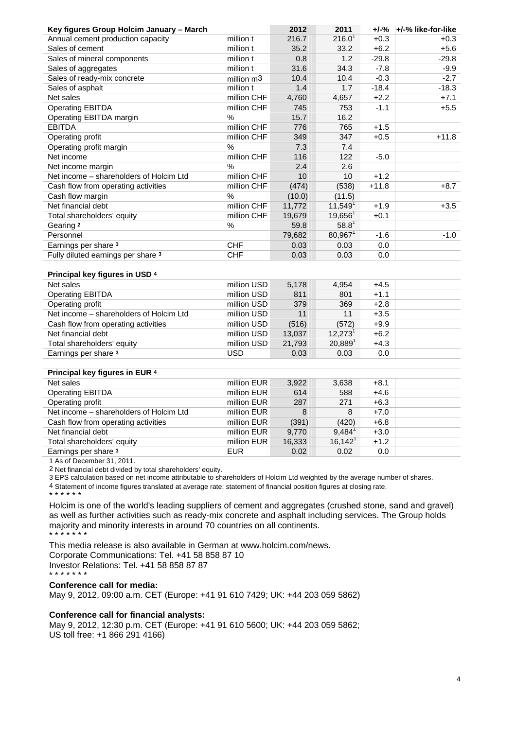| Key figures Group Holcim January – March | | 2012 | 2011 | +/-% | +/-% like-for-like |
|---|---|---|---|---|---|
| Annual cement production capacity | million t | 216.7 | 216.0[1] | +0.3 | +0.3 |
| Sales of cement | million t | 35.2 | 33.2 | +6.2 | +5.6 |
| Sales of mineral components | million t | 0.8 | 1.2 | -29.8 | -29.8 |
| Sales of aggregates | million t | 31.6 | 34.3 | -7.8 | -9.9 |
| Sales of ready-mix concrete | million $m^3$ | 10.4 | 10.4 | -0.3 | -2.7 |
| Sales of asphalt | million t | 1.4 | 1.7 | -18.4 | -18.3 |
| Net sales | million CHF | 4,760 | 4,657 | +2.2 | +7.1 |
| Operating EBITDA | million CHF | 745 | 753 | -1.1 | +5.5 |
| Operating EBITDA margin | % | 15.7 | 16.2 | | |
| EBITDA | million CHF | 776 | 765 | +1.5 | |
| Operating profit | million CHF | 349 | 347 | +0.5 | +11.8 |
| Operating profit margin | % | 7.3 | 7.4 | | |
| Net income | million CHF | 116 | 122 | -5.0 | |
| Net income margin | % | 2.4 | 2.6 | | |
| Net income – shareholders of Holcim Ltd | million CHF | 10 | 10 | +1.2 | |
| Cash flow from operating activities | million CHF | (474) | (538) | +11.8 | +8.7 |
| Cash flow margin | % | (10.0) | (11.5) | | |
| Net financial debt | million CHF | 11,772 | 11,549[1] | +1.9 | +3.5 |
| Total shareholders' equity | million CHF | 19,679 | 19,656[1] | +0.1 | |
| Gearing [2] | % | 59.8 | 58.8[1] | | |
| Personnel | | 79,682 | 80,967[1] | -1.6 | -1.0 |
| Earnings per share [3] | CHF | 0.03 | 0.03 | 0.0 | |
| Fully diluted earnings per share [3] | CHF | 0.03 | 0.03 | 0.0 | |

| Principal key figures in USD [4] | | | | |
|---|---|---|---|---|
| Net sales | million USD | 5,178 | 4,954 | +4.5 |
| Operating EBITDA | million USD | 811 | 801 | +1.1 |
| Operating profit | million USD | 379 | 369 | +2.8 |
| Net income – shareholders of Holcim Ltd | million USD | 11 | 11 | +3.5 |
| Cash flow from operating activities | million USD | (516) | (572) | +9.9 |
| Net financial debt | million USD | 13,037 | 12,273[1] | +6.2 |
| Total shareholders' equity | million USD | 21,793 | 20,889[1] | +4.3 |
| Earnings per share [3] | USD | 0.03 | 0.03 | 0.0 |

| Principal key figures in EUR [4] | | | | |
|---|---|---|---|---|
| Net sales | million EUR | 3,922 | 3,638 | +8.1 |
| Operating EBITDA | million EUR | 614 | 588 | +4.6 |
| Operating profit | million EUR | 287 | 271 | +6.3 |
| Net income – shareholders of Holcim Ltd | million EUR | 8 | 8 | +7.0 |
| Cash flow from operating activities | million EUR | (391) | (420) | +6.8 |
| Net financial debt | million EUR | 9,770 | 9,484[1] | +3.0 |
| Total shareholders' equity | million EUR | 16,333 | 16,142[1] | +1.2 |
| Earnings per share [3] | EUR | 0.02 | 0.02 | 0.0 |

1 As of December 31, 2011.
2 Net financial debt divided by total shareholders' equity.
3 EPS calculation based on net income attributable to shareholders of Holcim Ltd weighted by the average number of shares.
4 Statement of income figures translated at average rate; statement of financial position figures at closing rate.

\* \* \* \* \* \*

Holcim is one of the world's leading suppliers of cement and aggregates (crushed stone, sand and gravel) as well as further activities such as ready-mix concrete and asphalt including services. The Group holds majority and minority interests in around 70 countries on all continents.

\* \* \* \* \* \* \*

This media release is also available in German at www.holcim.com/news.
Corporate Communications: Tel. +41 58 858 87 10
Investor Relations: Tel. +41 58 858 87 87

\* \* \* \* \* \* \*

**Conference call for media:**
May 9, 2012, 09:00 a.m. CET (Europe: +41 91 610 7429; UK: +44 203 059 5862)

**Conference call for financial analysts:**
May 9, 2012, 12:30 p.m. CET (Europe: +41 91 610 5600; UK: +44 203 059 5862; US toll free: +1 866 291 4166)